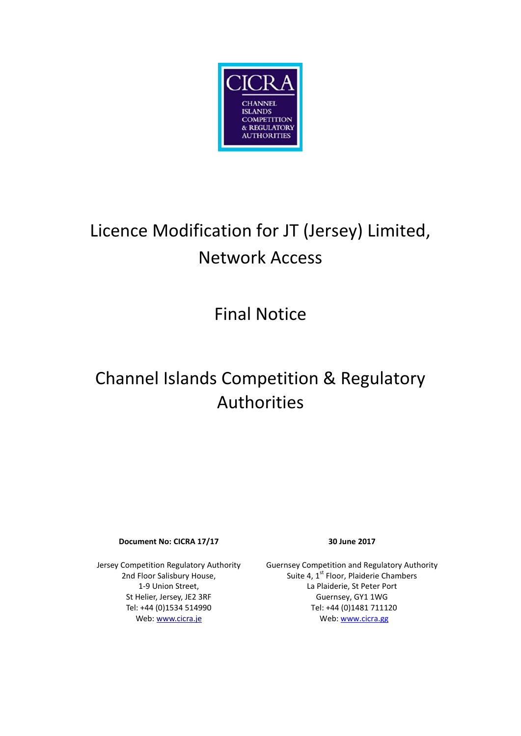CICRA

CHANNEL ISLANDS COMPETITION & REGULATORY AUTHORITIES

# Licence Modification for JT (Jersey) Limited, Network Access

# Final Notice

# Channel Islands Competition & Regulatory Authorities

**Document No: CICRA 17/17**

**30 June 2017**

Jersey Competition Regulatory Authority
2nd Floor Salisbury House,
1-9 Union Street,
St Helier, Jersey, JE2 3RF
Tel: +44 (0)1534 514990
Web: www.cicra.je

Guernsey Competition and Regulatory Authority
Suite 4, 1st Floor, Plaiderie Chambers
La Plaiderie, St Peter Port
Guernsey, GY1 1WG
Tel: +44 (0)1481 711120
Web: www.cicra.gg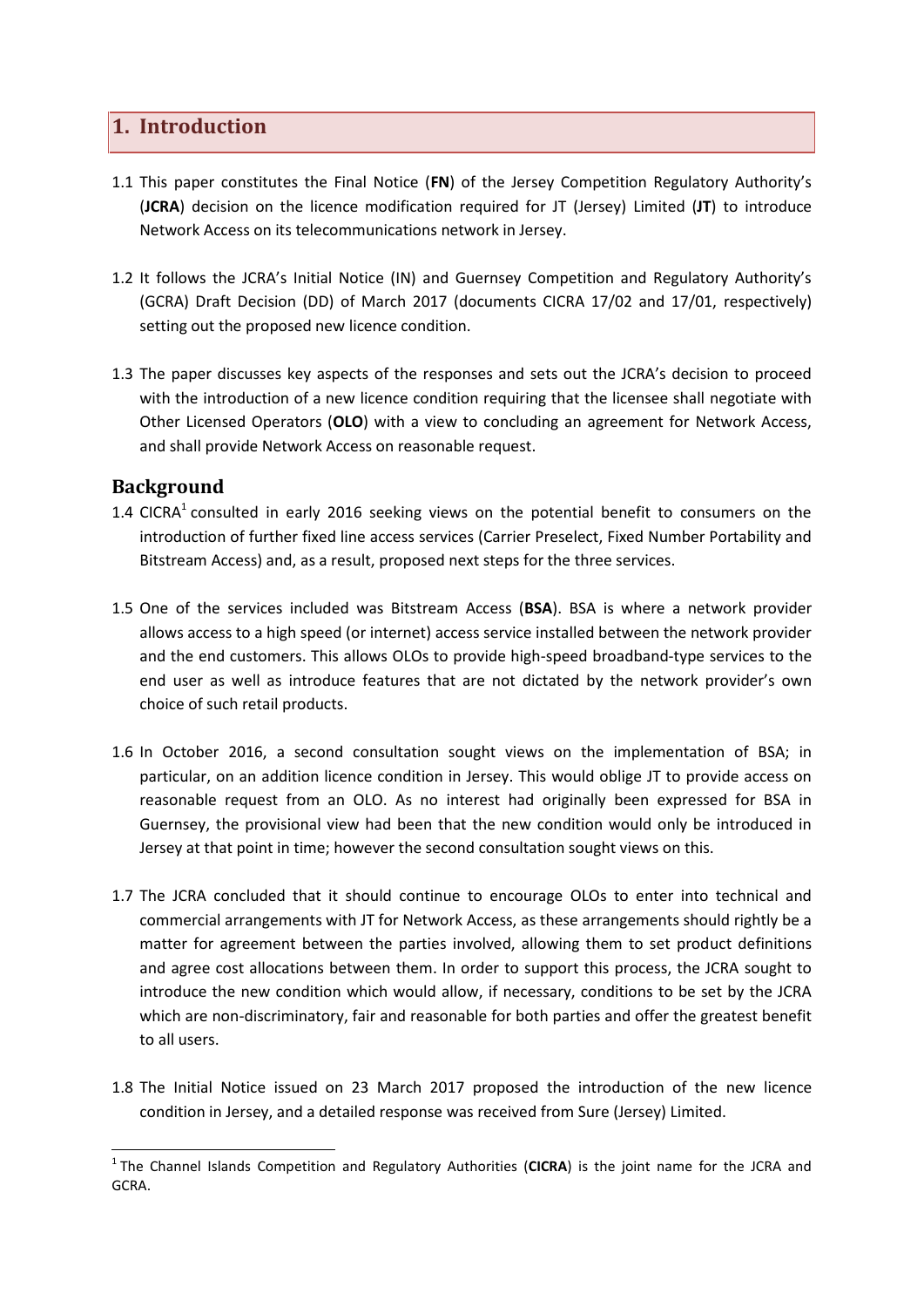## 1. Introduction

1.1 This paper constitutes the Final Notice (**FN**) of the Jersey Competition Regulatory Authority's (**JCRA**) decision on the licence modification required for JT (Jersey) Limited (**JT**) to introduce Network Access on its telecommunications network in Jersey.

1.2 It follows the JCRA's Initial Notice (IN) and Guernsey Competition and Regulatory Authority's (GCRA) Draft Decision (DD) of March 2017 (documents CICRA 17/02 and 17/01, respectively) setting out the proposed new licence condition.

1.3 The paper discusses key aspects of the responses and sets out the JCRA's decision to proceed with the introduction of a new licence condition requiring that the licensee shall negotiate with Other Licensed Operators (**OLO**) with a view to concluding an agreement for Network Access, and shall provide Network Access on reasonable request.

### Background

1.4 CICRA[1] consulted in early 2016 seeking views on the potential benefit to consumers on the introduction of further fixed line access services (Carrier Preselect, Fixed Number Portability and Bitstream Access) and, as a result, proposed next steps for the three services.

1.5 One of the services included was Bitstream Access (**BSA**). BSA is where a network provider allows access to a high speed (or internet) access service installed between the network provider and the end customers. This allows OLOs to provide high-speed broadband-type services to the end user as well as introduce features that are not dictated by the network provider's own choice of such retail products.

1.6 In October 2016, a second consultation sought views on the implementation of BSA; in particular, on an addition licence condition in Jersey. This would oblige JT to provide access on reasonable request from an OLO. As no interest had originally been expressed for BSA in Guernsey, the provisional view had been that the new condition would only be introduced in Jersey at that point in time; however the second consultation sought views on this.

1.7 The JCRA concluded that it should continue to encourage OLOs to enter into technical and commercial arrangements with JT for Network Access, as these arrangements should rightly be a matter for agreement between the parties involved, allowing them to set product definitions and agree cost allocations between them. In order to support this process, the JCRA sought to introduce the new condition which would allow, if necessary, conditions to be set by the JCRA which are non-discriminatory, fair and reasonable for both parties and offer the greatest benefit to all users.

1.8 The Initial Notice issued on 23 March 2017 proposed the introduction of the new licence condition in Jersey, and a detailed response was received from Sure (Jersey) Limited.

[1] The Channel Islands Competition and Regulatory Authorities (**CICRA**) is the joint name for the JCRA and GCRA.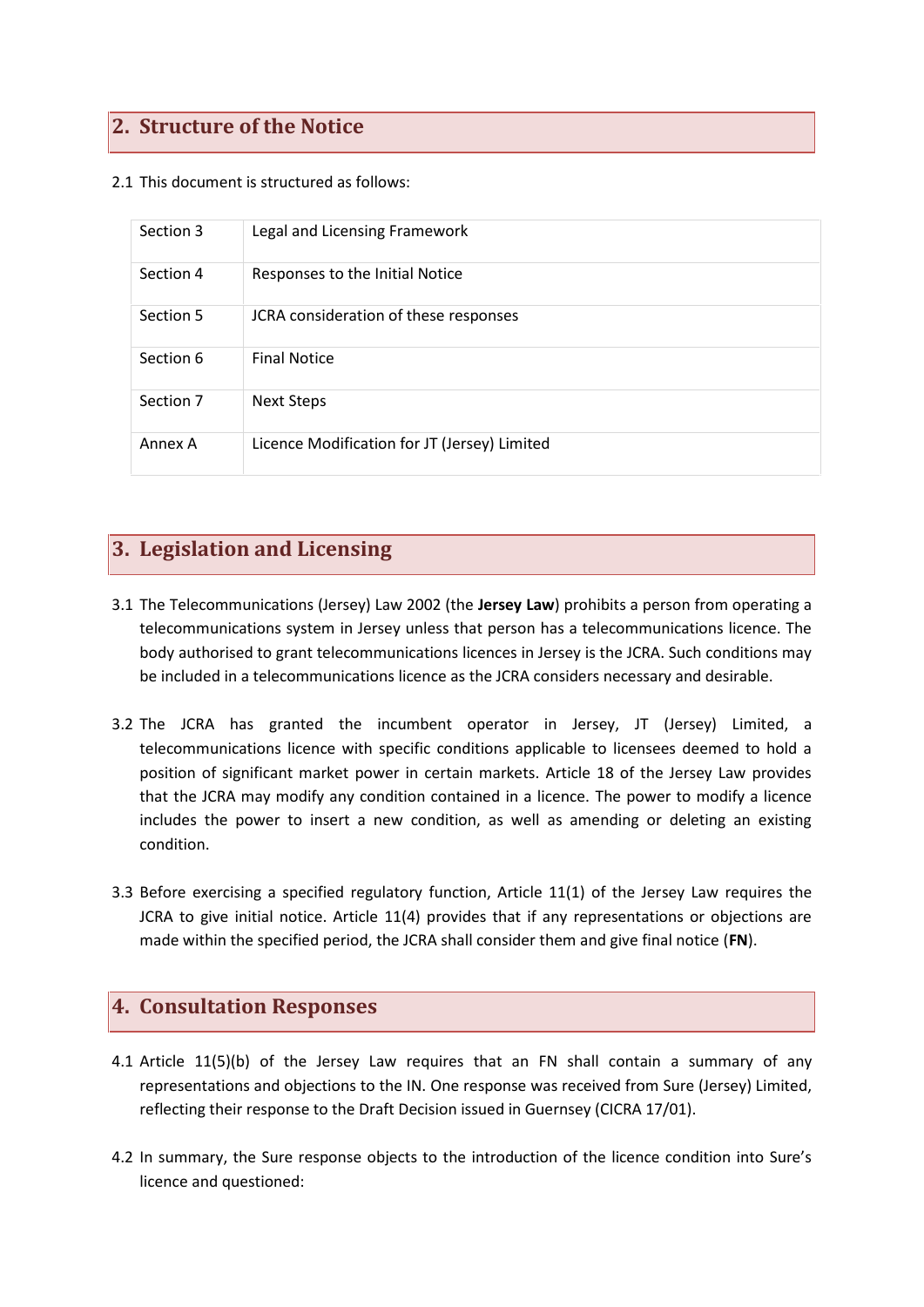## 2. Structure of the Notice

2.1 This document is structured as follows:

| | |
|---|---|
| Section 3 | Legal and Licensing Framework |
| Section 4 | Responses to the Initial Notice |
| Section 5 | JCRA consideration of these responses |
| Section 6 | Final Notice |
| Section 7 | Next Steps |
| Annex A | Licence Modification for JT (Jersey) Limited |

## 3. Legislation and Licensing

3.1 The Telecommunications (Jersey) Law 2002 (the **Jersey Law**) prohibits a person from operating a telecommunications system in Jersey unless that person has a telecommunications licence. The body authorised to grant telecommunications licences in Jersey is the JCRA. Such conditions may be included in a telecommunications licence as the JCRA considers necessary and desirable.

3.2 The JCRA has granted the incumbent operator in Jersey, JT (Jersey) Limited, a telecommunications licence with specific conditions applicable to licensees deemed to hold a position of significant market power in certain markets. Article 18 of the Jersey Law provides that the JCRA may modify any condition contained in a licence. The power to modify a licence includes the power to insert a new condition, as well as amending or deleting an existing condition.

3.3 Before exercising a specified regulatory function, Article 11(1) of the Jersey Law requires the JCRA to give initial notice. Article 11(4) provides that if any representations or objections are made within the specified period, the JCRA shall consider them and give final notice (**FN**).

## 4. Consultation Responses

4.1 Article 11(5)(b) of the Jersey Law requires that an FN shall contain a summary of any representations and objections to the IN. One response was received from Sure (Jersey) Limited, reflecting their response to the Draft Decision issued in Guernsey (CICRA 17/01).

4.2 In summary, the Sure response objects to the introduction of the licence condition into Sure's licence and questioned: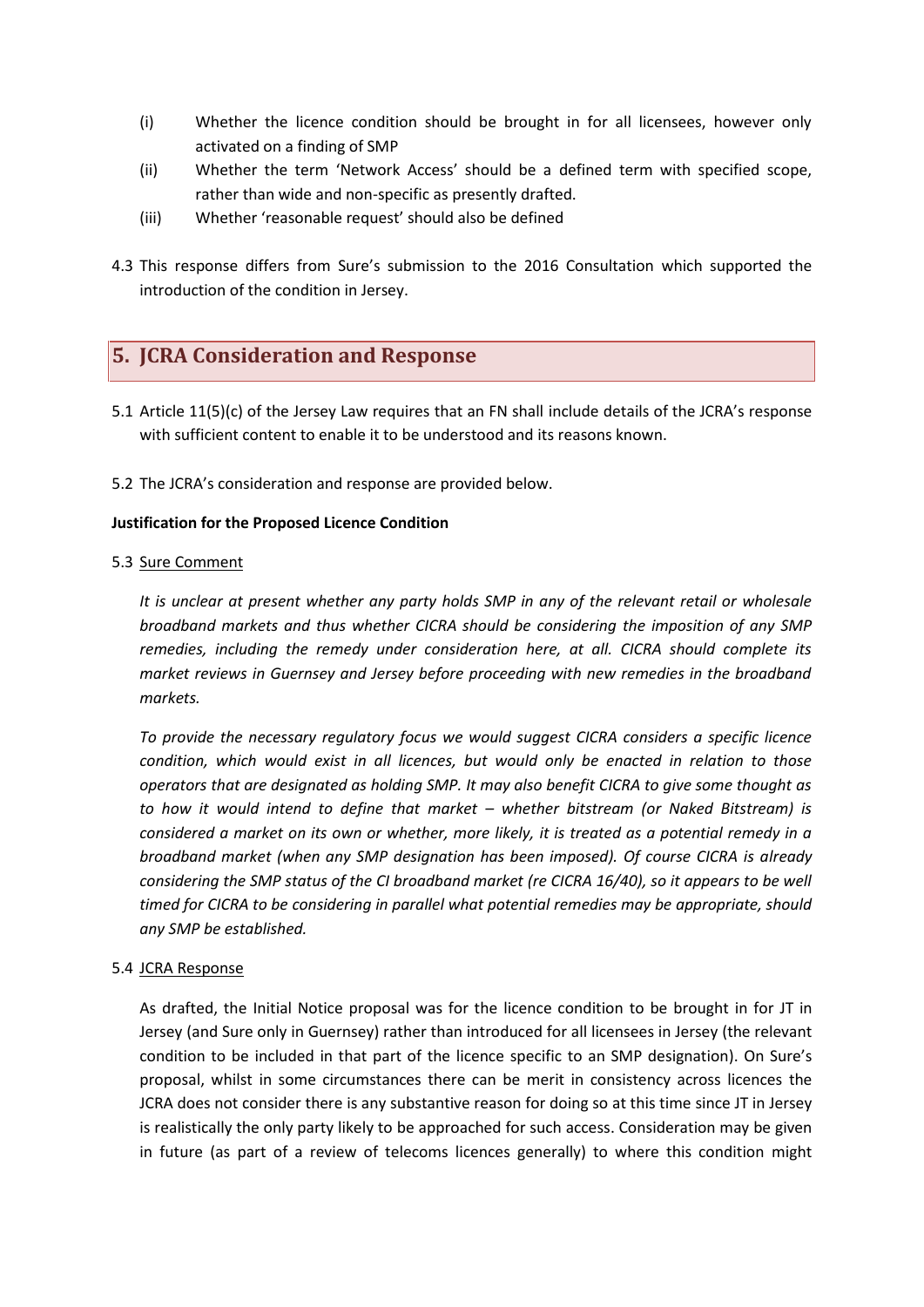(i) Whether the licence condition should be brought in for all licensees, however only activated on a finding of SMP

(ii) Whether the term 'Network Access' should be a defined term with specified scope, rather than wide and non-specific as presently drafted.

(iii) Whether 'reasonable request' should also be defined

4.3 This response differs from Sure's submission to the 2016 Consultation which supported the introduction of the condition in Jersey.

## 5. JCRA Consideration and Response

5.1 Article 11(5)(c) of the Jersey Law requires that an FN shall include details of the JCRA's response with sufficient content to enable it to be understood and its reasons known.

5.2 The JCRA's consideration and response are provided below.

**Justification for the Proposed Licence Condition**

5.3 Sure Comment

*It is unclear at present whether any party holds SMP in any of the relevant retail or wholesale broadband markets and thus whether CICRA should be considering the imposition of any SMP remedies, including the remedy under consideration here, at all. CICRA should complete its market reviews in Guernsey and Jersey before proceeding with new remedies in the broadband markets.*

*To provide the necessary regulatory focus we would suggest CICRA considers a specific licence condition, which would exist in all licences, but would only be enacted in relation to those operators that are designated as holding SMP. It may also benefit CICRA to give some thought as to how it would intend to define that market – whether bitstream (or Naked Bitstream) is considered a market on its own or whether, more likely, it is treated as a potential remedy in a broadband market (when any SMP designation has been imposed). Of course CICRA is already considering the SMP status of the CI broadband market (re CICRA 16/40), so it appears to be well timed for CICRA to be considering in parallel what potential remedies may be appropriate, should any SMP be established.*

5.4 JCRA Response

As drafted, the Initial Notice proposal was for the licence condition to be brought in for JT in Jersey (and Sure only in Guernsey) rather than introduced for all licensees in Jersey (the relevant condition to be included in that part of the licence specific to an SMP designation). On Sure's proposal, whilst in some circumstances there can be merit in consistency across licences the JCRA does not consider there is any substantive reason for doing so at this time since JT in Jersey is realistically the only party likely to be approached for such access. Consideration may be given in future (as part of a review of telecoms licences generally) to where this condition might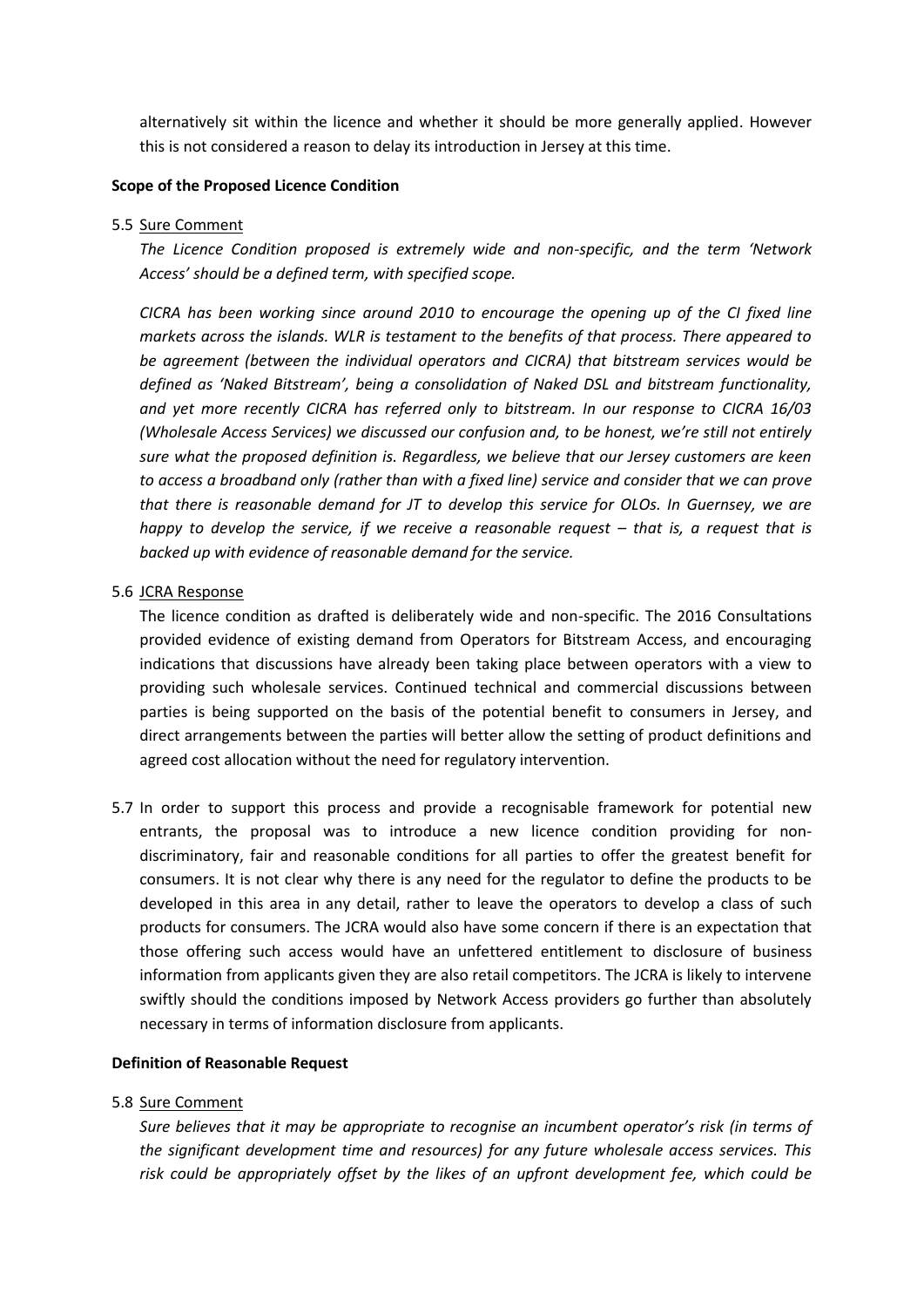alternatively sit within the licence and whether it should be more generally applied. However this is not considered a reason to delay its introduction in Jersey at this time.

**Scope of the Proposed Licence Condition**

5.5 Sure Comment

*The Licence Condition proposed is extremely wide and non-specific, and the term 'Network Access' should be a defined term, with specified scope.*

*CICRA has been working since around 2010 to encourage the opening up of the CI fixed line markets across the islands. WLR is testament to the benefits of that process. There appeared to be agreement (between the individual operators and CICRA) that bitstream services would be defined as 'Naked Bitstream', being a consolidation of Naked DSL and bitstream functionality, and yet more recently CICRA has referred only to bitstream. In our response to CICRA 16/03 (Wholesale Access Services) we discussed our confusion and, to be honest, we're still not entirely sure what the proposed definition is. Regardless, we believe that our Jersey customers are keen to access a broadband only (rather than with a fixed line) service and consider that we can prove that there is reasonable demand for JT to develop this service for OLOs. In Guernsey, we are happy to develop the service, if we receive a reasonable request – that is, a request that is backed up with evidence of reasonable demand for the service.*

5.6 JCRA Response

The licence condition as drafted is deliberately wide and non-specific. The 2016 Consultations provided evidence of existing demand from Operators for Bitstream Access, and encouraging indications that discussions have already been taking place between operators with a view to providing such wholesale services. Continued technical and commercial discussions between parties is being supported on the basis of the potential benefit to consumers in Jersey, and direct arrangements between the parties will better allow the setting of product definitions and agreed cost allocation without the need for regulatory intervention.

5.7 In order to support this process and provide a recognisable framework for potential new entrants, the proposal was to introduce a new licence condition providing for non-discriminatory, fair and reasonable conditions for all parties to offer the greatest benefit for consumers. It is not clear why there is any need for the regulator to define the products to be developed in this area in any detail, rather to leave the operators to develop a class of such products for consumers. The JCRA would also have some concern if there is an expectation that those offering such access would have an unfettered entitlement to disclosure of business information from applicants given they are also retail competitors. The JCRA is likely to intervene swiftly should the conditions imposed by Network Access providers go further than absolutely necessary in terms of information disclosure from applicants.

**Definition of Reasonable Request**

5.8 Sure Comment

*Sure believes that it may be appropriate to recognise an incumbent operator's risk (in terms of the significant development time and resources) for any future wholesale access services. This risk could be appropriately offset by the likes of an upfront development fee, which could be*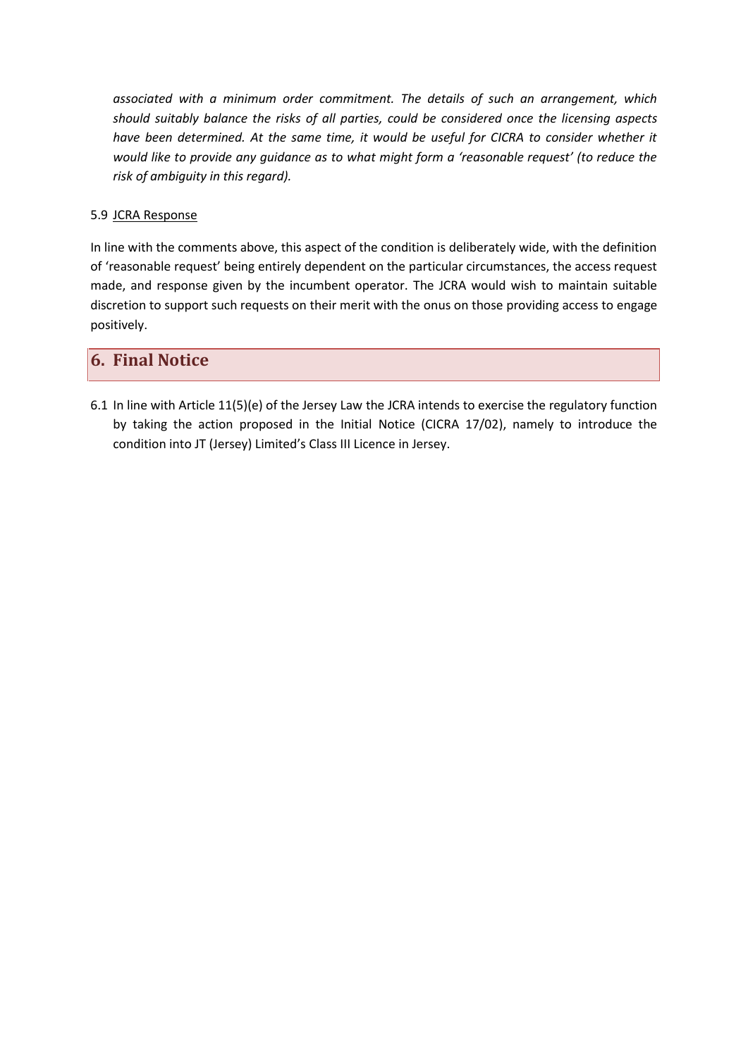*associated with a minimum order commitment. The details of such an arrangement, which should suitably balance the risks of all parties, could be considered once the licensing aspects have been determined. At the same time, it would be useful for CICRA to consider whether it would like to provide any guidance as to what might form a 'reasonable request' (to reduce the risk of ambiguity in this regard).*

5.9 JCRA Response

In line with the comments above, this aspect of the condition is deliberately wide, with the definition of 'reasonable request' being entirely dependent on the particular circumstances, the access request made, and response given by the incumbent operator. The JCRA would wish to maintain suitable discretion to support such requests on their merit with the onus on those providing access to engage positively.

## 6. Final Notice

6.1 In line with Article 11(5)(e) of the Jersey Law the JCRA intends to exercise the regulatory function by taking the action proposed in the Initial Notice (CICRA 17/02), namely to introduce the condition into JT (Jersey) Limited's Class III Licence in Jersey.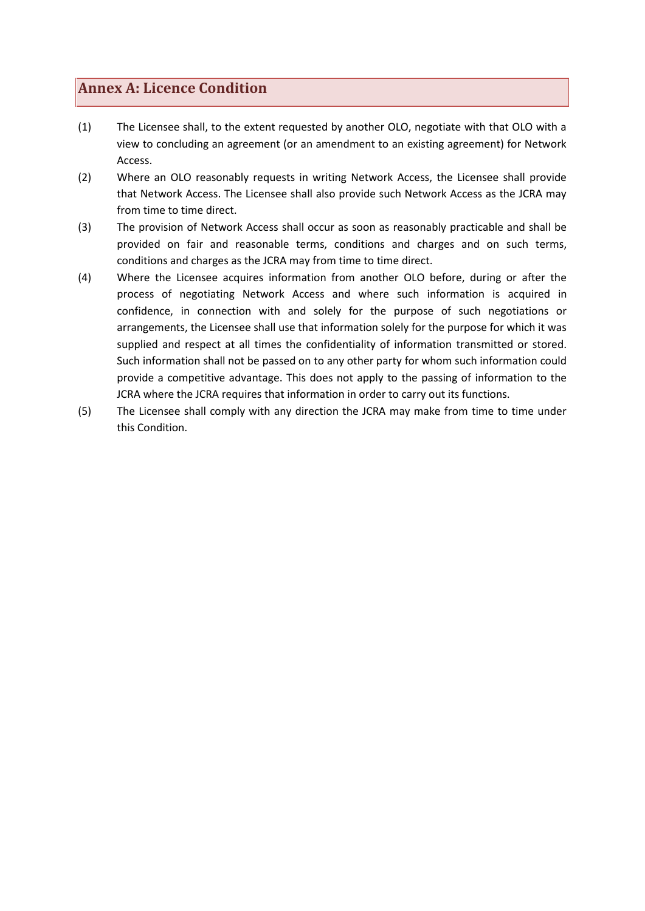## Annex A: Licence Condition

(1) The Licensee shall, to the extent requested by another OLO, negotiate with that OLO with a view to concluding an agreement (or an amendment to an existing agreement) for Network Access.

(2) Where an OLO reasonably requests in writing Network Access, the Licensee shall provide that Network Access. The Licensee shall also provide such Network Access as the JCRA may from time to time direct.

(3) The provision of Network Access shall occur as soon as reasonably practicable and shall be provided on fair and reasonable terms, conditions and charges and on such terms, conditions and charges as the JCRA may from time to time direct.

(4) Where the Licensee acquires information from another OLO before, during or after the process of negotiating Network Access and where such information is acquired in confidence, in connection with and solely for the purpose of such negotiations or arrangements, the Licensee shall use that information solely for the purpose for which it was supplied and respect at all times the confidentiality of information transmitted or stored. Such information shall not be passed on to any other party for whom such information could provide a competitive advantage. This does not apply to the passing of information to the JCRA where the JCRA requires that information in order to carry out its functions.

(5) The Licensee shall comply with any direction the JCRA may make from time to time under this Condition.